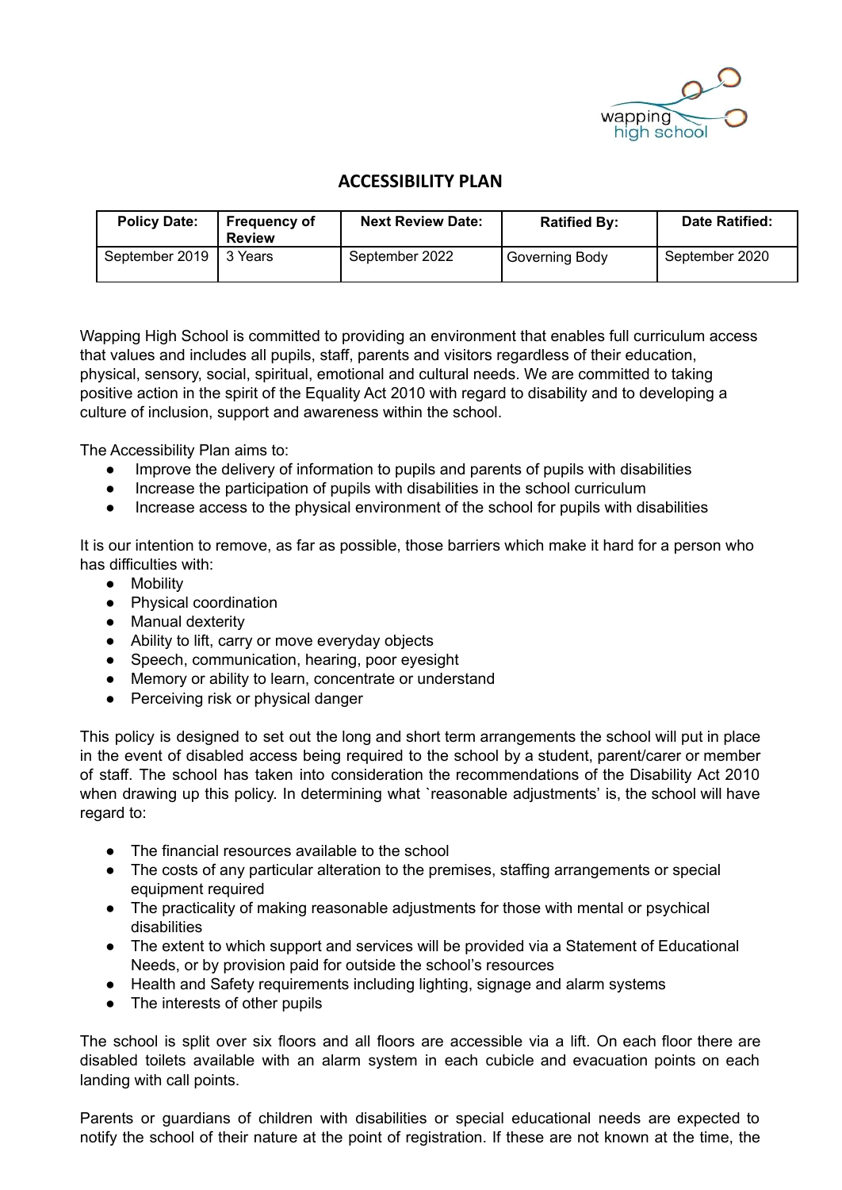# ACCESSIBILITY PLAN

| Policy Date: | Frequency of Review | Next Review Date: | Ratified By: | Date Ratified: |
|---|---|---|---|---|
| September 2019 | 3 Years | September 2022 | Governing Body | September 2020 |

Wapping High School is committed to providing an environment that enables full curriculum access that values and includes all pupils, staff, parents and visitors regardless of their education, physical, sensory, social, spiritual, emotional and cultural needs. We are committed to taking positive action in the spirit of the Equality Act 2010 with regard to disability and to developing a culture of inclusion, support and awareness within the school.

The Accessibility Plan aims to:

- Improve the delivery of information to pupils and parents of pupils with disabilities
- Increase the participation of pupils with disabilities in the school curriculum
- Increase access to the physical environment of the school for pupils with disabilities

It is our intention to remove, as far as possible, those barriers which make it hard for a person who has difficulties with:

- Mobility
- Physical coordination
- Manual dexterity
- Ability to lift, carry or move everyday objects
- Speech, communication, hearing, poor eyesight
- Memory or ability to learn, concentrate or understand
- Perceiving risk or physical danger

This policy is designed to set out the long and short term arrangements the school will put in place in the event of disabled access being required to the school by a student, parent/carer or member of staff. The school has taken into consideration the recommendations of the Disability Act 2010 when drawing up this policy. In determining what `reasonable adjustments' is, the school will have regard to:

- The financial resources available to the school
- The costs of any particular alteration to the premises, staffing arrangements or special equipment required
- The practicality of making reasonable adjustments for those with mental or psychical disabilities
- The extent to which support and services will be provided via a Statement of Educational Needs, or by provision paid for outside the school's resources
- Health and Safety requirements including lighting, signage and alarm systems
- The interests of other pupils

The school is split over six floors and all floors are accessible via a lift. On each floor there are disabled toilets available with an alarm system in each cubicle and evacuation points on each landing with call points.

Parents or guardians of children with disabilities or special educational needs are expected to notify the school of their nature at the point of registration. If these are not known at the time, the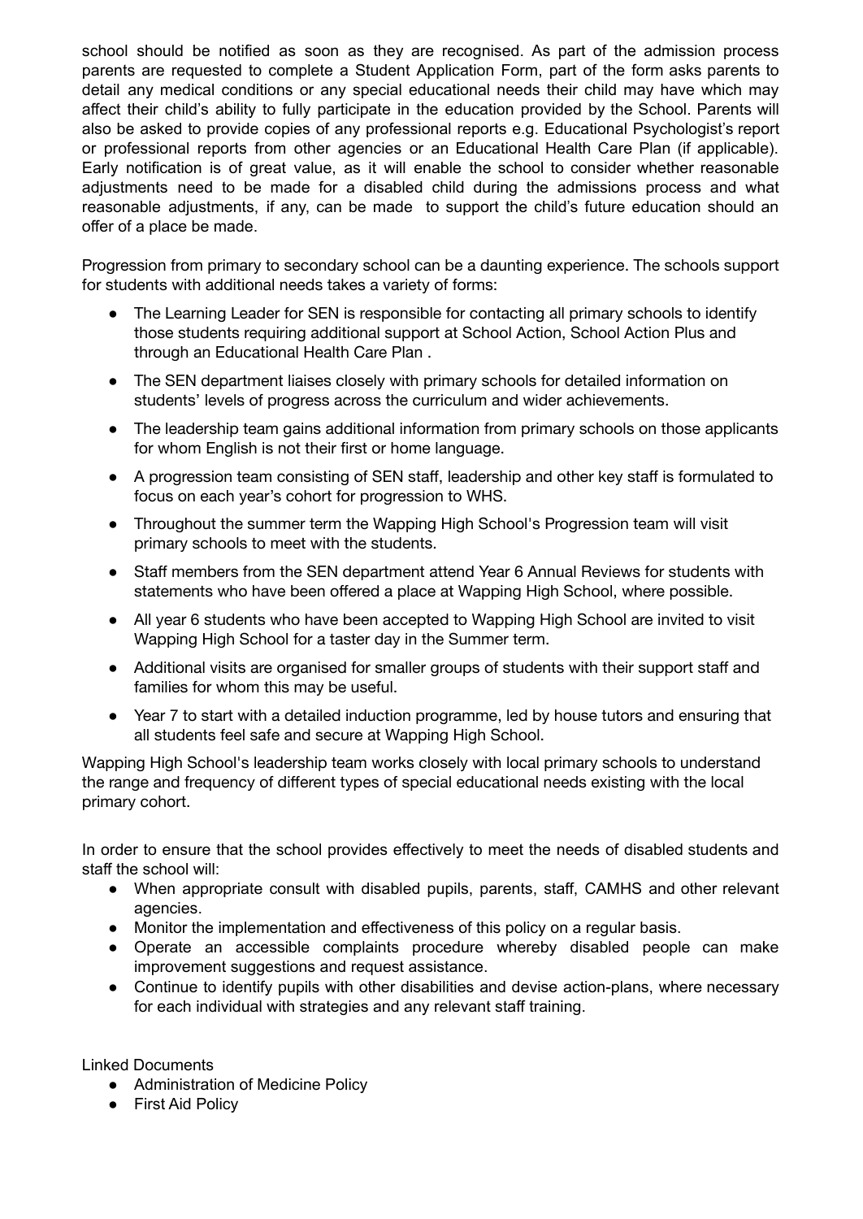school should be notified as soon as they are recognised. As part of the admission process parents are requested to complete a Student Application Form, part of the form asks parents to detail any medical conditions or any special educational needs their child may have which may affect their child's ability to fully participate in the education provided by the School. Parents will also be asked to provide copies of any professional reports e.g. Educational Psychologist's report or professional reports from other agencies or an Educational Health Care Plan (if applicable). Early notification is of great value, as it will enable the school to consider whether reasonable adjustments need to be made for a disabled child during the admissions process and what reasonable adjustments, if any, can be made to support the child's future education should an offer of a place be made.

Progression from primary to secondary school can be a daunting experience. The schools support for students with additional needs takes a variety of forms:

- The Learning Leader for SEN is responsible for contacting all primary schools to identify those students requiring additional support at School Action, School Action Plus and through an Educational Health Care Plan .
- The SEN department liaises closely with primary schools for detailed information on students' levels of progress across the curriculum and wider achievements.
- The leadership team gains additional information from primary schools on those applicants for whom English is not their first or home language.
- A progression team consisting of SEN staff, leadership and other key staff is formulated to focus on each year's cohort for progression to WHS.
- Throughout the summer term the Wapping High School's Progression team will visit primary schools to meet with the students.
- Staff members from the SEN department attend Year 6 Annual Reviews for students with statements who have been offered a place at Wapping High School, where possible.
- All year 6 students who have been accepted to Wapping High School are invited to visit Wapping High School for a taster day in the Summer term.
- Additional visits are organised for smaller groups of students with their support staff and families for whom this may be useful.
- Year 7 to start with a detailed induction programme, led by house tutors and ensuring that all students feel safe and secure at Wapping High School.

Wapping High School's leadership team works closely with local primary schools to understand the range and frequency of different types of special educational needs existing with the local primary cohort.

In order to ensure that the school provides effectively to meet the needs of disabled students and staff the school will:

- When appropriate consult with disabled pupils, parents, staff, CAMHS and other relevant agencies.
- Monitor the implementation and effectiveness of this policy on a regular basis.
- Operate an accessible complaints procedure whereby disabled people can make improvement suggestions and request assistance.
- Continue to identify pupils with other disabilities and devise action-plans, where necessary for each individual with strategies and any relevant staff training.

Linked Documents

- Administration of Medicine Policy
- First Aid Policy